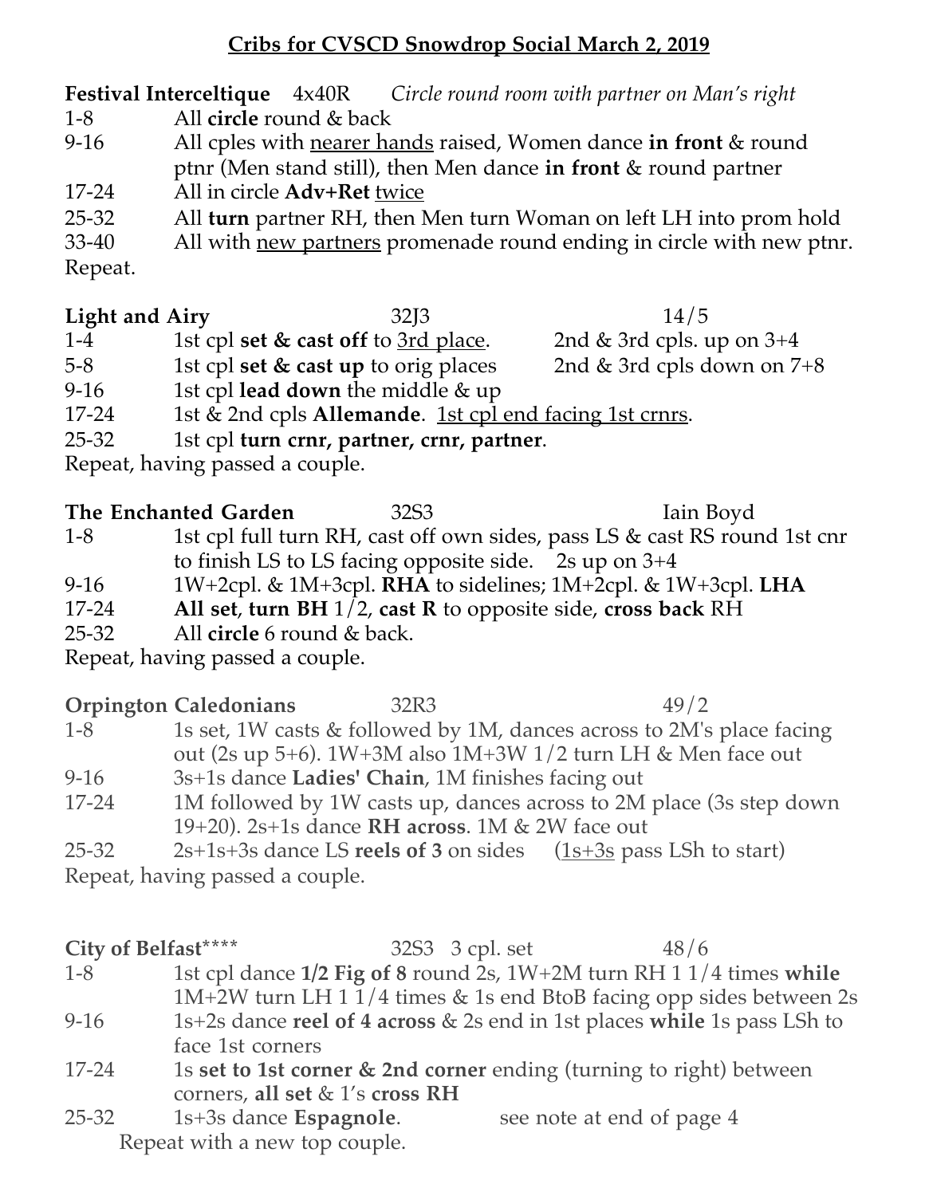## Cribs for CVSCD Snowdrop Social March 2, 2019

**Festival Interceltique**    4x40R    *Circle round room with partner on Man's right*

| | |
|---|---|
| 1-8 | All **circle** round & back |
| 9-16 | All cples with nearer hands raised, Women dance **in front** & round ptnr (Men stand still), then Men dance **in front** & round partner |
| 17-24 | All in circle **Adv+Ret** twice |
| 25-32 | All **turn** partner RH, then Men turn Woman on left LH into prom hold |
| 33-40 | All with new partners promenade round ending in circle with new ptnr. |

Repeat.

**Light and Airy**    32J3    14/5

| | | |
|---|---|---|
| 1-4 | 1st cpl **set & cast off** to 3rd place. | 2nd & 3rd cpls. up on 3+4 |
| 5-8 | 1st cpl **set & cast up** to orig places | 2nd & 3rd cpls down on 7+8 |
| 9-16 | 1st cpl **lead down** the middle & up | |
| 17-24 | 1st & 2nd cpls **Allemande**. 1st cpl end facing 1st crnrs. | |
| 25-32 | 1st cpl **turn crnr, partner, crnr, partner**. | |

Repeat, having passed a couple.

**The Enchanted Garden**    32S3    Iain Boyd

| | |
|---|---|
| 1-8 | 1st cpl full turn RH, cast off own sides, pass LS & cast RS round 1st cnr to finish LS to LS facing opposite side. 2s up on 3+4 |
| 9-16 | 1W+2cpl. & 1M+3cpl. **RHA** to sidelines; 1M+2cpl. & 1W+3cpl. **LHA** |
| 17-24 | **All set**, **turn BH** 1/2, **cast R** to opposite side, **cross back** RH |
| 25-32 | All **circle** 6 round & back. |

Repeat, having passed a couple.

**Orpington Caledonians**    32R3    49/2

| | |
|---|---|
| 1-8 | 1s set, 1W casts & followed by 1M, dances across to 2M's place facing out (2s up 5+6). 1W+3M also 1M+3W 1/2 turn LH & Men face out |
| 9-16 | 3s+1s dance **Ladies' Chain**, 1M finishes facing out |
| 17-24 | 1M followed by 1W casts up, dances across to 2M place (3s step down 19+20). 2s+1s dance **RH across**. 1M & 2W face out |
| 25-32 | 2s+1s+3s dance LS **reels of 3** on sides (1s+3s pass LSh to start) |

Repeat, having passed a couple.

**City of Belfast**\*\*\*\*    32S3 3 cpl. set    48/6

| | |
|---|---|
| 1-8 | 1st cpl dance **1/2 Fig of 8** round 2s, 1W+2M turn RH 1 1/4 times **while** 1M+2W turn LH 1 1/4 times & 1s end BtoB facing opp sides between 2s |
| 9-16 | 1s+2s dance **reel of 4 across** & 2s end in 1st places **while** 1s pass LSh to face 1st corners |
| 17-24 | 1s **set to 1st corner & 2nd corner** ending (turning to right) between corners, **all set** & 1's **cross RH** |
| 25-32 | 1s+3s dance **Espagnole**.    see note at end of page 4 |

Repeat with a new top couple.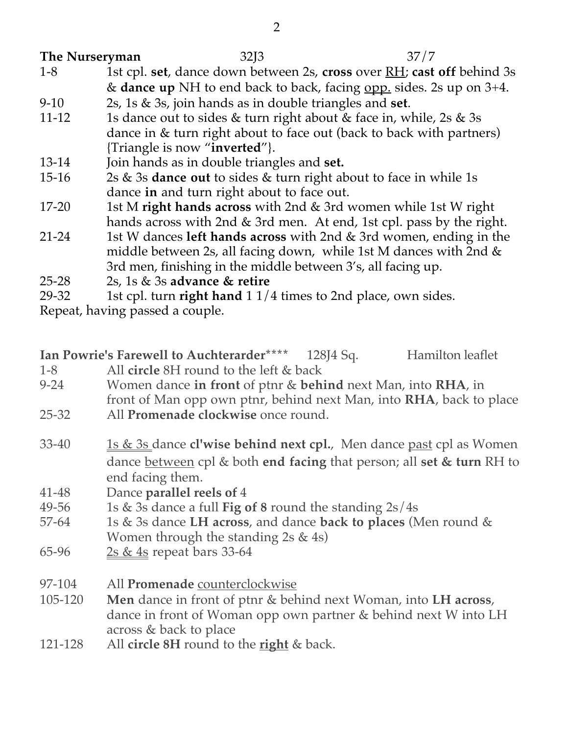**The Nurseryman** 32J3 37/7

| | |
|---|---|
| 1-8 | 1st cpl. **set**, dance down between 2s, **cross** over <u>RH</u>; **cast off** behind 3s & **dance up** NH to end back to back, facing <u>opp.</u> sides. 2s up on 3+4. |
| 9-10 | 2s, 1s & 3s, join hands as in double triangles and **set**. |
| 11-12 | 1s dance out to sides & turn right about & face in, while, 2s & 3s dance in & turn right about to face out (back to back with partners) {Triangle is now "**inverted**"}. |
| 13-14 | Join hands as in double triangles and **set.** |
| 15-16 | 2s & 3s **dance out** to sides & turn right about to face in while 1s dance **in** and turn right about to face out. |
| 17-20 | 1st M **right hands across** with 2nd & 3rd women while 1st W right hands across with 2nd & 3rd men. At end, 1st cpl. pass by the right. |
| 21-24 | 1st W dances **left hands across** with 2nd & 3rd women, ending in the middle between 2s, all facing down, while 1st M dances with 2nd & 3rd men, finishing in the middle between 3's, all facing up. |
| 25-28 | 2s, 1s & 3s **advance & retire** |
| 29-32 | 1st cpl. turn **right hand** 1 1/4 times to 2nd place, own sides. |

Repeat, having passed a couple.

**Ian Powrie's Farewell to Auchterarder**\*\*\*\* 128J4 Sq. Hamilton leaflet

| | |
|---|---|
| 1-8 | All **circle** 8H round to the left & back |
| 9-24 | Women dance **in front** of ptnr & **behind** next Man, into **RHA**, in front of Man opp own ptnr, behind next Man, into **RHA**, back to place |
| 25-32 | All **Promenade clockwise** once round. |
| 33-40 | <u>1s & 3s</u> dance **cl'wise behind next cpl.**, Men dance <u>past</u> cpl as Women dance <u>between</u> cpl & both **end facing** that person; all **set & turn** RH to end facing them. |
| 41-48 | Dance **parallel reels of** 4 |
| 49-56 | 1s & 3s dance a full **Fig of 8** round the standing 2s/4s |
| 57-64 | 1s & 3s dance **LH across**, and dance **back to places** (Men round & Women through the standing 2s & 4s) |
| 65-96 | <u>2s & 4s</u> repeat bars 33-64 |
| 97-104 | All **Promenade** <u>counterclockwise</u> |
| 105-120 | **Men** dance in front of ptnr & behind next Woman, into **LH across**, dance in front of Woman opp own partner & behind next W into LH across & back to place |
| 121-128 | All **circle 8H** round to the <u>**right**</u> & back. |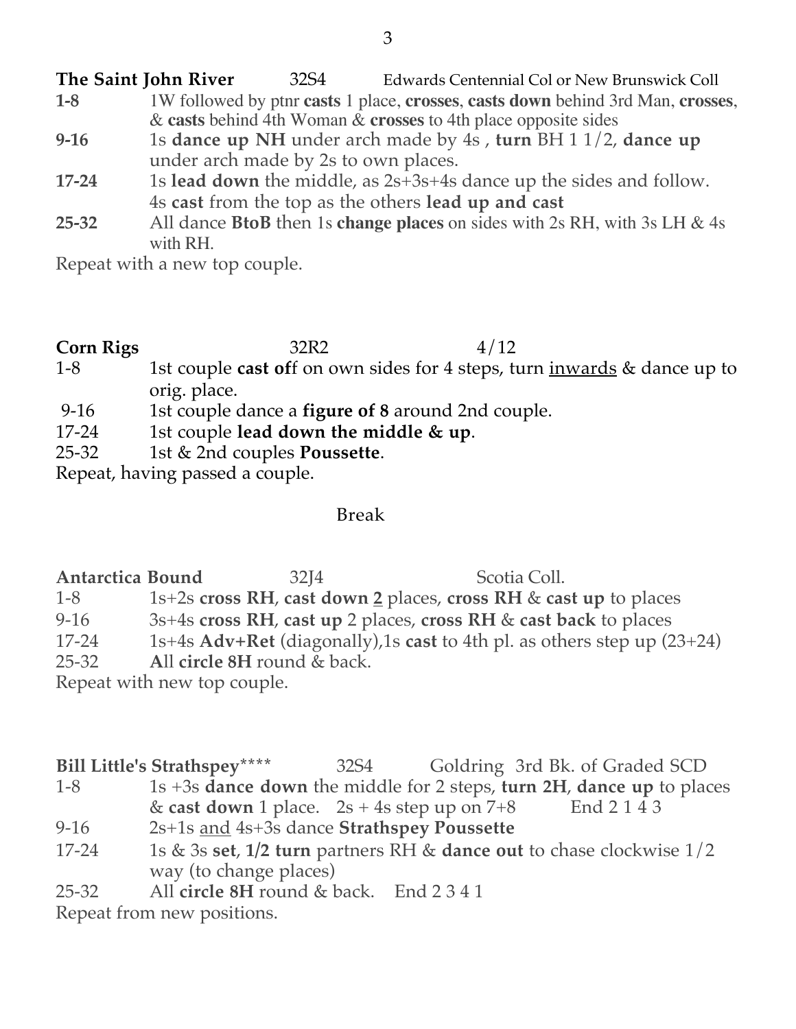**The Saint John River** 32S4 Edwards Centennial Col or New Brunswick Coll

| | |
|---|---|
| **1-8** | 1W followed by ptnr **casts** 1 place, **crosses**, **casts down** behind 3rd Man, **crosses**, & **casts** behind 4th Woman & **crosses** to 4th place opposite sides |
| **9-16** | 1s **dance up NH** under arch made by 4s , **turn** BH 1 1/2, **dance up** under arch made by 2s to own places. |
| **17-24** | 1s **lead down** the middle, as 2s+3s+4s dance up the sides and follow. 4s **cast** from the top as the others **lead up and cast** |
| **25-32** | All dance **BtoB** then 1s **change places** on sides with 2s RH, with 3s LH & 4s with RH. |

Repeat with a new top couple.

**Corn Rigs** 32R2 4/12

| | |
|---|---|
| 1-8 | 1st couple **cast of**f on own sides for 4 steps, turn <u>inwards</u> & dance up to orig. place. |
| 9-16 | 1st couple dance a **figure of 8** around 2nd couple. |
| 17-24 | 1st couple **lead down the middle & up**. |
| 25-32 | 1st & 2nd couples **Poussette**. |

Repeat, having passed a couple.

Break

**Antarctica Bound** 32J4 Scotia Coll.

| | |
|---|---|
| 1-8 | 1s+2s **cross RH**, **cast down <u>2</u>** places, **cross RH** & **cast up** to places |
| 9-16 | 3s+4s **cross RH**, **cast up** 2 places, **cross RH** & **cast back** to places |
| 17-24 | 1s+4s **Adv+Ret** (diagonally),1s **cast** to 4th pl. as others step up (23+24) |
| 25-32 | **A**ll **circle 8H** round & back. |

Repeat with new top couple.

**Bill Little's Strathspey**\*\*\*\* 32S4 Goldring 3rd Bk. of Graded SCD

| | |
|---|---|
| 1-8 | 1s +3s **dance down** the middle for 2 steps, **turn 2H**, **dance up** to places & **cast down** 1 place. 2s + 4s step up on 7+8 End 2 1 4 3 |
| 9-16 | 2s+1s <u>and</u> 4s+3s dance **Strathspey Poussette** |
| 17-24 | 1s & 3s **set**, **1/2 turn** partners RH & **dance out** to chase clockwise 1/2 way (to change places) |
| 25-32 | All **circle 8H** round & back. End 2 3 4 1 |

Repeat from new positions.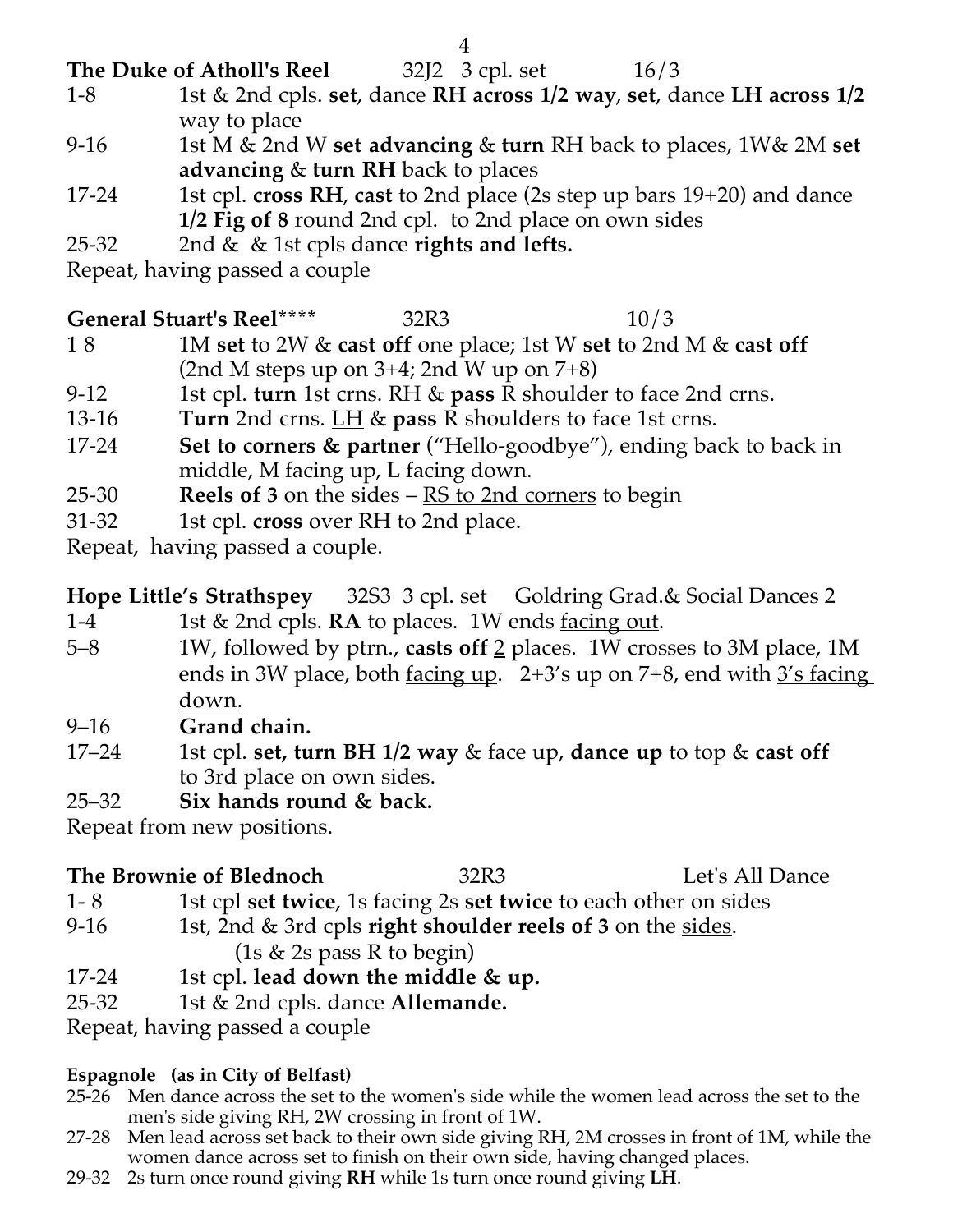**The Duke of Atholl's Reel** 32J2 3 cpl. set 16/3

1-8 1st & 2nd cpls. **set**, dance **RH across 1/2 way**, **set**, dance **LH across 1/2** way to place

9-16 1st M & 2nd W **set advancing** & **turn** RH back to places, 1W& 2M **set advancing** & **turn RH** back to places

17-24 1st cpl. **cross RH**, **cast** to 2nd place (2s step up bars 19+20) and dance **1/2 Fig of 8** round 2nd cpl. to 2nd place on own sides

25-32 2nd & & 1st cpls dance **rights and lefts.**

Repeat, having passed a couple

**General Stuart's Reel**\*\*\*\* 32R3 10/3

1 8 1M **set** to 2W & **cast off** one place; 1st W **set** to 2nd M & **cast off** (2nd M steps up on 3+4; 2nd W up on 7+8)

9-12 1st cpl. **turn** 1st crns. RH & **pass** R shoulder to face 2nd crns.

13-16 **Turn** 2nd crns. <u>LH</u> & **pass** R shoulders to face 1st crns.

17-24 **Set to corners & partner** ("Hello-goodbye"), ending back to back in middle, M facing up, L facing down.

25-30 **Reels of 3** on the sides – <u>RS to 2nd corners</u> to begin

31-32 1st cpl. **cross** over RH to 2nd place.

Repeat, having passed a couple.

**Hope Little's Strathspey** 32S3 3 cpl. set Goldring Grad.& Social Dances 2

1-4 1st & 2nd cpls. **RA** to places. 1W ends <u>facing out</u>.

5–8 1W, followed by ptrn., **casts off** <u>2</u> places. 1W crosses to 3M place, 1M ends in 3W place, both <u>facing up</u>. 2+3's up on 7+8, end with <u>3's facing down</u>.

9–16 **Grand chain.**

17–24 1st cpl. **set, turn BH 1/2 way** & face up, **dance up** to top & **cast off** to 3rd place on own sides.

25–32 **Six hands round & back.**

Repeat from new positions.

**The Brownie of Blednoch** 32R3 Let's All Dance

1- 8 1st cpl **set twice**, 1s facing 2s **set twice** to each other on sides

9-16 1st, 2nd & 3rd cpls **right shoulder reels of 3** on the <u>sides</u>. (1s & 2s pass R to begin)

17-24 1st cpl. **lead down the middle & up.**

25-32 1st & 2nd cpls. dance **Allemande.**

Repeat, having passed a couple

<u>**Espagnole**</u> **(as in City of Belfast)**

25-26 Men dance across the set to the women's side while the women lead across the set to the men's side giving RH, 2W crossing in front of 1W.

27-28 Men lead across set back to their own side giving RH, 2M crosses in front of 1M, while the women dance across set to finish on their own side, having changed places.

29-32 2s turn once round giving **RH** while 1s turn once round giving **LH**.